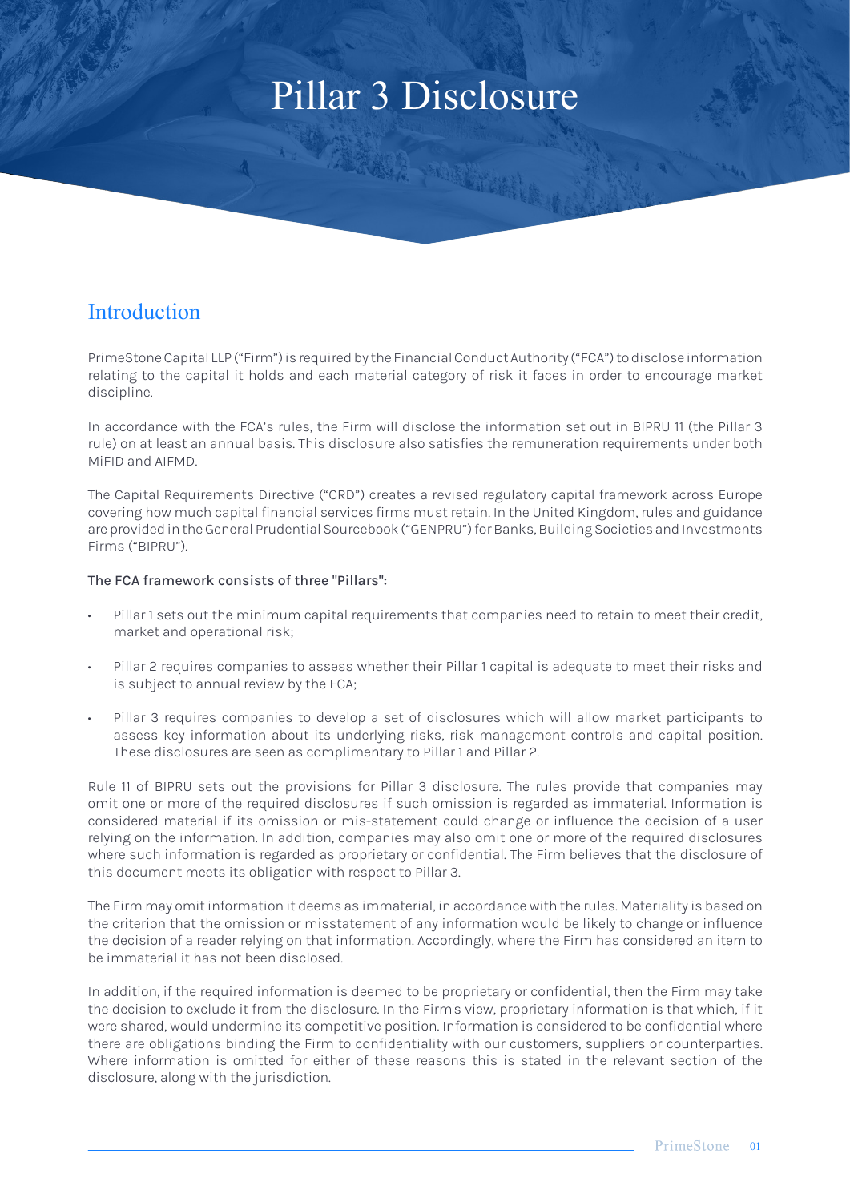# Pillar 3 Disclosure

## Introduction

PrimeStone Capital LLP ("Firm") is required by the Financial Conduct Authority ("FCA") to disclose information relating to the capital it holds and each material category of risk it faces in order to encourage market discipline.

In accordance with the FCA's rules, the Firm will disclose the information set out in BIPRU 11 (the Pillar 3 rule) on at least an annual basis. This disclosure also satisfies the remuneration requirements under both MiFID and AIFMD.

The Capital Requirements Directive ("CRD") creates a revised regulatory capital framework across Europe covering how much capital financial services firms must retain. In the United Kingdom, rules and guidance are provided in the General Prudential Sourcebook ("GENPRU") for Banks, Building Societies and Investments Firms ("BIPRU").

**The FCA framework consists of three "Pillars":**

- Pillar 1 sets out the minimum capital requirements that companies need to retain to meet their credit, market and operational risk;
- Pillar 2 requires companies to assess whether their Pillar 1 capital is adequate to meet their risks and is subject to annual review by the FCA;
- Pillar 3 requires companies to develop a set of disclosures which will allow market participants to assess key information about its underlying risks, risk management controls and capital position. These disclosures are seen as complimentary to Pillar 1 and Pillar 2.

Rule 11 of BIPRU sets out the provisions for Pillar 3 disclosure. The rules provide that companies may omit one or more of the required disclosures if such omission is regarded as immaterial. Information is considered material if its omission or mis-statement could change or influence the decision of a user relying on the information. In addition, companies may also omit one or more of the required disclosures where such information is regarded as proprietary or confidential. The Firm believes that the disclosure of this document meets its obligation with respect to Pillar 3.

The Firm may omit information it deems as immaterial, in accordance with the rules. Materiality is based on the criterion that the omission or misstatement of any information would be likely to change or influence the decision of a reader relying on that information. Accordingly, where the Firm has considered an item to be immaterial it has not been disclosed.

In addition, if the required information is deemed to be proprietary or confidential, then the Firm may take the decision to exclude it from the disclosure. In the Firm's view, proprietary information is that which, if it were shared, would undermine its competitive position. Information is considered to be confidential where there are obligations binding the Firm to confidentiality with our customers, suppliers or counterparties. Where information is omitted for either of these reasons this is stated in the relevant section of the disclosure, along with the jurisdiction.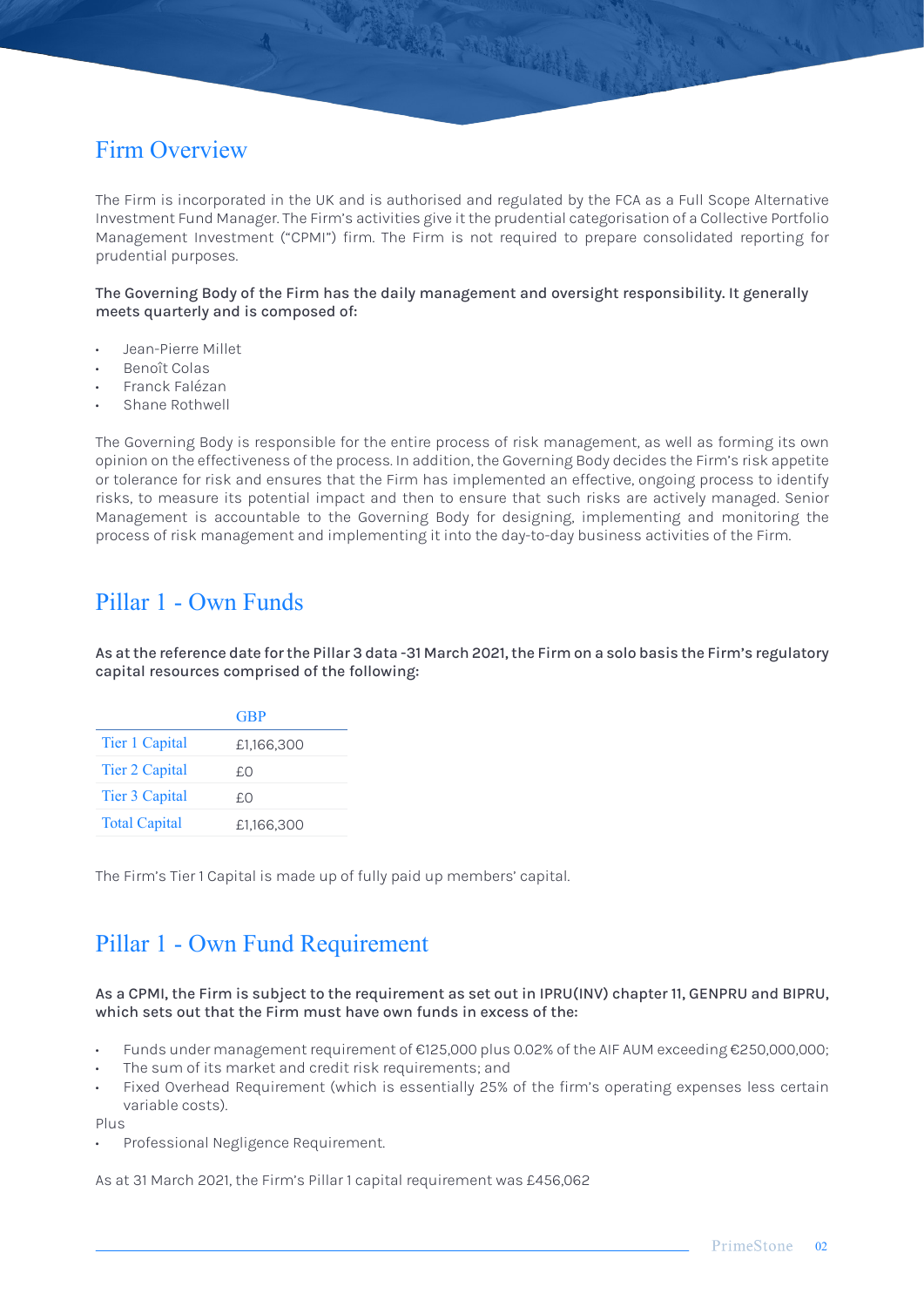## Firm Overview

The Firm is incorporated in the UK and is authorised and regulated by the FCA as a Full Scope Alternative Investment Fund Manager. The Firm's activities give it the prudential categorisation of a Collective Portfolio Management Investment ("CPMI") firm. The Firm is not required to prepare consolidated reporting for prudential purposes.

**The Governing Body of the Firm has the daily management and oversight responsibility. It generally meets quarterly and is composed of:**

- Jean-Pierre Millet
- Benoît Colas
- Franck Falézan
- Shane Rothwell

The Governing Body is responsible for the entire process of risk management, as well as forming its own opinion on the effectiveness of the process. In addition, the Governing Body decides the Firm's risk appetite or tolerance for risk and ensures that the Firm has implemented an effective, ongoing process to identify risks, to measure its potential impact and then to ensure that such risks are actively managed. Senior Management is accountable to the Governing Body for designing, implementing and monitoring the process of risk management and implementing it into the day-to-day business activities of the Firm.

## Pillar 1 - Own Funds

**As at the reference date for the Pillar 3 data -31 March 2021, the Firm on a solo basis the Firm's regulatory capital resources comprised of the following:**

| | GBP |
|---|---|
| Tier 1 Capital | £1,166,300 |
| Tier 2 Capital | £0 |
| Tier 3 Capital | £0 |
| Total Capital | £1,166,300 |

The Firm's Tier 1 Capital is made up of fully paid up members' capital.

## Pillar 1 - Own Fund Requirement

**As a CPMI, the Firm is subject to the requirement as set out in IPRU(INV) chapter 11, GENPRU and BIPRU, which sets out that the Firm must have own funds in excess of the:**

- Funds under management requirement of €125,000 plus 0.02% of the AIF AUM exceeding €250,000,000;
- The sum of its market and credit risk requirements; and
- Fixed Overhead Requirement (which is essentially 25% of the firm's operating expenses less certain variable costs).

Plus

- Professional Negligence Requirement.

As at 31 March 2021, the Firm's Pillar 1 capital requirement was £456,062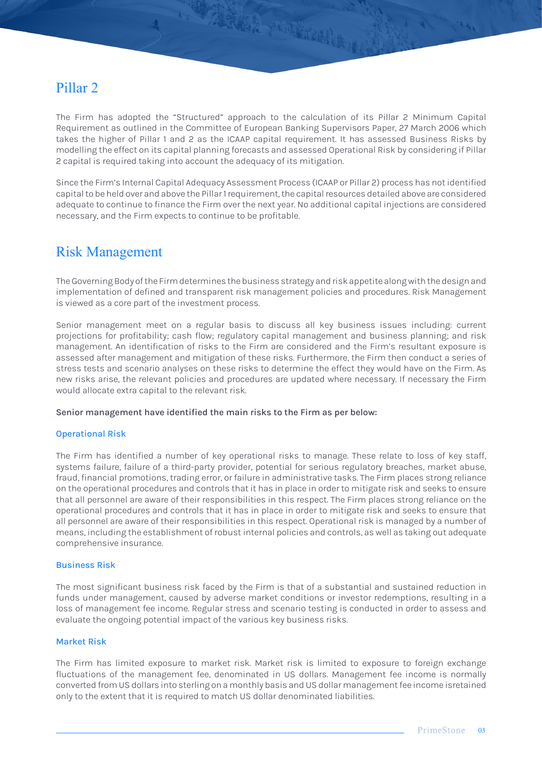## Pillar 2

The Firm has adopted the "Structured" approach to the calculation of its Pillar 2 Minimum Capital Requirement as outlined in the Committee of European Banking Supervisors Paper, 27 March 2006 which takes the higher of Pillar 1 and 2 as the ICAAP capital requirement. It has assessed Business Risks by modelling the effect on its capital planning forecasts and assessed Operational Risk by considering if Pillar 2 capital is required taking into account the adequacy of its mitigation.

Since the Firm's Internal Capital Adequacy Assessment Process (ICAAP or Pillar 2) process has not identified capital to be held over and above the Pillar 1 requirement, the capital resources detailed above are considered adequate to continue to finance the Firm over the next year. No additional capital injections are considered necessary, and the Firm expects to continue to be profitable.

## Risk Management

The Governing Body of the Firm determines the business strategy and risk appetite along with the design and implementation of defined and transparent risk management policies and procedures. Risk Management is viewed as a core part of the investment process.

Senior management meet on a regular basis to discuss all key business issues including: current projections for profitability; cash flow; regulatory capital management and business planning; and risk management. An identification of risks to the Firm are considered and the Firm's resultant exposure is assessed after management and mitigation of these risks. Furthermore, the Firm then conduct a series of stress tests and scenario analyses on these risks to determine the effect they would have on the Firm. As new risks arise, the relevant policies and procedures are updated where necessary. If necessary the Firm would allocate extra capital to the relevant risk.

**Senior management have identified the main risks to the Firm as per below:**

### Operational Risk

The Firm has identified a number of key operational risks to manage. These relate to loss of key staff, systems failure, failure of a third-party provider, potential for serious regulatory breaches, market abuse, fraud, financial promotions, trading error, or failure in administrative tasks. The Firm places strong reliance on the operational procedures and controls that it has in place in order to mitigate risk and seeks to ensure that all personnel are aware of their responsibilities in this respect. The Firm places strong reliance on the operational procedures and controls that it has in place in order to mitigate risk and seeks to ensure that all personnel are aware of their responsibilities in this respect. Operational risk is managed by a number of means, including the establishment of robust internal policies and controls, as well as taking out adequate comprehensive insurance.

### Business Risk

The most significant business risk faced by the Firm is that of a substantial and sustained reduction in funds under management, caused by adverse market conditions or investor redemptions, resulting in a loss of management fee income. Regular stress and scenario testing is conducted in order to assess and evaluate the ongoing potential impact of the various key business risks.

### Market Risk

The Firm has limited exposure to market risk. Market risk is limited to exposure to foreign exchange fluctuations of the management fee, denominated in US dollars. Management fee income is normally converted from US dollars into sterling on a monthly basis and US dollar management fee income isretained only to the extent that it is required to match US dollar denominated liabilities.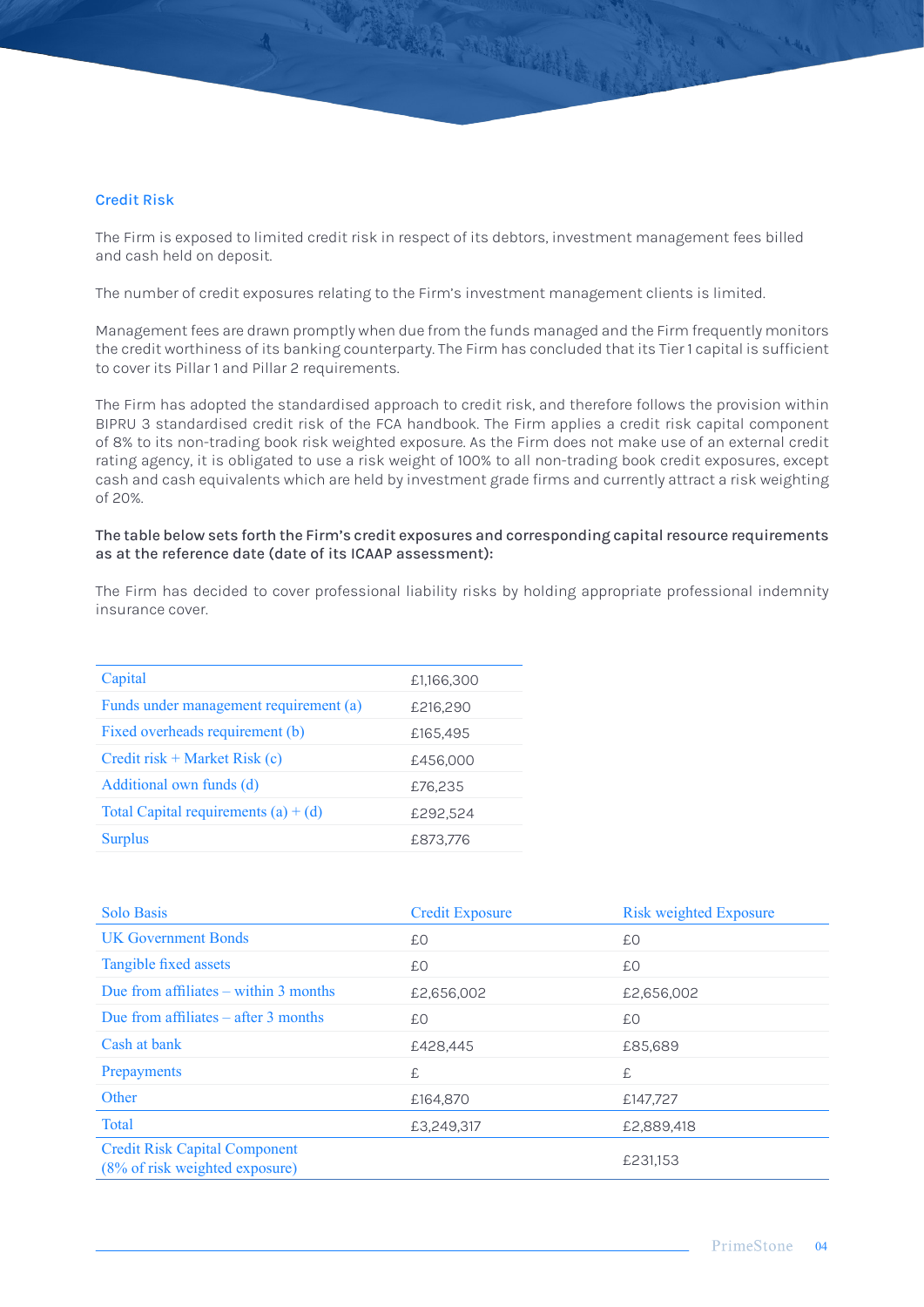## Credit Risk

The Firm is exposed to limited credit risk in respect of its debtors, investment management fees billed and cash held on deposit.

The number of credit exposures relating to the Firm's investment management clients is limited.

Management fees are drawn promptly when due from the funds managed and the Firm frequently monitors the credit worthiness of its banking counterparty. The Firm has concluded that its Tier 1 capital is sufficient to cover its Pillar 1 and Pillar 2 requirements.

The Firm has adopted the standardised approach to credit risk, and therefore follows the provision within BIPRU 3 standardised credit risk of the FCA handbook. The Firm applies a credit risk capital component of 8% to its non-trading book risk weighted exposure. As the Firm does not make use of an external credit rating agency, it is obligated to use a risk weight of 100% to all non-trading book credit exposures, except cash and cash equivalents which are held by investment grade firms and currently attract a risk weighting of 20%.

**The table below sets forth the Firm's credit exposures and corresponding capital resource requirements as at the reference date (date of its ICAAP assessment):**

The Firm has decided to cover professional liability risks by holding appropriate professional indemnity insurance cover.

| | |
|---|---|
| Capital | £1,166,300 |
| Funds under management requirement (a) | £216,290 |
| Fixed overheads requirement (b) | £165,495 |
| Credit risk + Market Risk (c) | £456,000 |
| Additional own funds (d) | £76,235 |
| Total Capital requirements (a) + (d) | £292,524 |
| Surplus | £873,776 |

| Solo Basis | Credit Exposure | Risk weighted Exposure |
|---|---|---|
| UK Government Bonds | £0 | £0 |
| Tangible fixed assets | £0 | £0 |
| Due from affiliates – within 3 months | £2,656,002 | £2,656,002 |
| Due from affiliates – after 3 months | £0 | £0 |
| Cash at bank | £428,445 | £85,689 |
| Prepayments | £ | £ |
| Other | £164,870 | £147,727 |
| Total | £3,249,317 | £2,889,418 |
| Credit Risk Capital Component (8% of risk weighted exposure) | | £231,153 |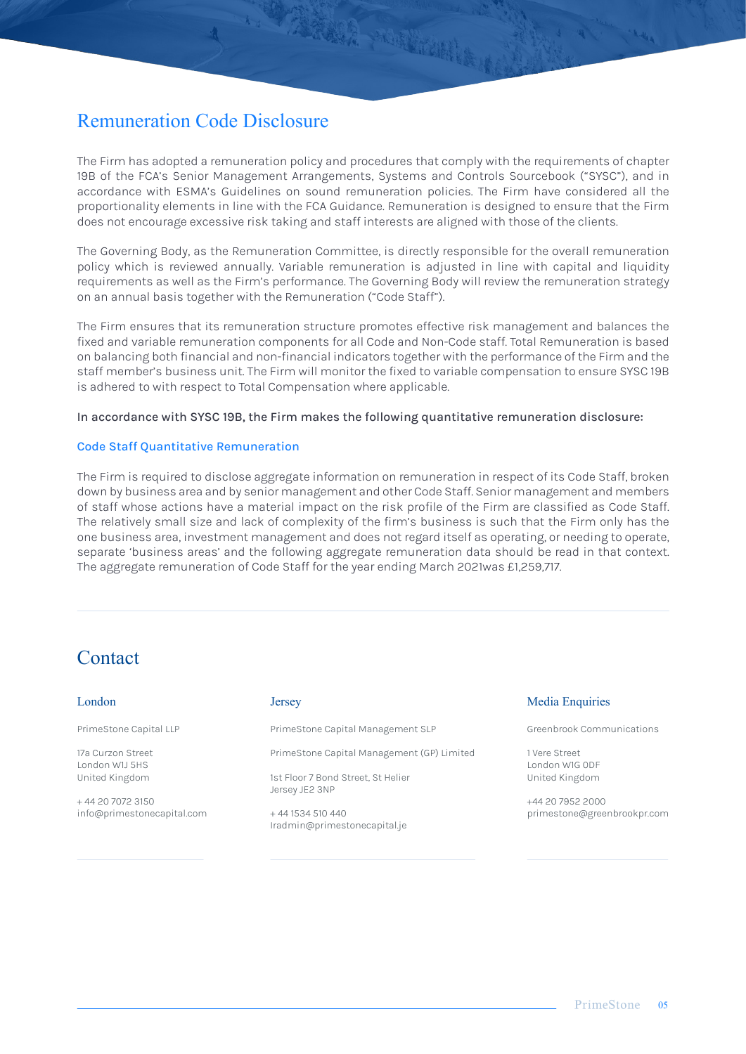## Remuneration Code Disclosure

The Firm has adopted a remuneration policy and procedures that comply with the requirements of chapter 19B of the FCA's Senior Management Arrangements, Systems and Controls Sourcebook ("SYSC"), and in accordance with ESMA's Guidelines on sound remuneration policies. The Firm have considered all the proportionality elements in line with the FCA Guidance. Remuneration is designed to ensure that the Firm does not encourage excessive risk taking and staff interests are aligned with those of the clients.

The Governing Body, as the Remuneration Committee, is directly responsible for the overall remuneration policy which is reviewed annually. Variable remuneration is adjusted in line with capital and liquidity requirements as well as the Firm's performance. The Governing Body will review the remuneration strategy on an annual basis together with the Remuneration ("Code Staff").

The Firm ensures that its remuneration structure promotes effective risk management and balances the fixed and variable remuneration components for all Code and Non-Code staff. Total Remuneration is based on balancing both financial and non-financial indicators together with the performance of the Firm and the staff member's business unit. The Firm will monitor the fixed to variable compensation to ensure SYSC 19B is adhered to with respect to Total Compensation where applicable.

**In accordance with SYSC 19B, the Firm makes the following quantitative remuneration disclosure:**

### Code Staff Quantitative Remuneration

The Firm is required to disclose aggregate information on remuneration in respect of its Code Staff, broken down by business area and by senior management and other Code Staff. Senior management and members of staff whose actions have a material impact on the risk profile of the Firm are classified as Code Staff. The relatively small size and lack of complexity of the firm's business is such that the Firm only has the one business area, investment management and does not regard itself as operating, or needing to operate, separate 'business areas' and the following aggregate remuneration data should be read in that context. The aggregate remuneration of Code Staff for the year ending March 2021was £1,259,717.

## Contact

### London

PrimeStone Capital LLP

17a Curzon Street
London W1J 5HS
United Kingdom

+ 44 20 7072 3150
info@primestonecapital.com

### Jersey

PrimeStone Capital Management SLP

PrimeStone Capital Management (GP) Limited

1st Floor 7 Bond Street, St Helier
Jersey JE2 3NP

+ 44 1534 510 440
lradmin@primestonecapital.je

### Media Enquiries

Greenbrook Communications

1 Vere Street
London W1G 0DF
United Kingdom

+44 20 7952 2000
primestone@greenbrookpr.com